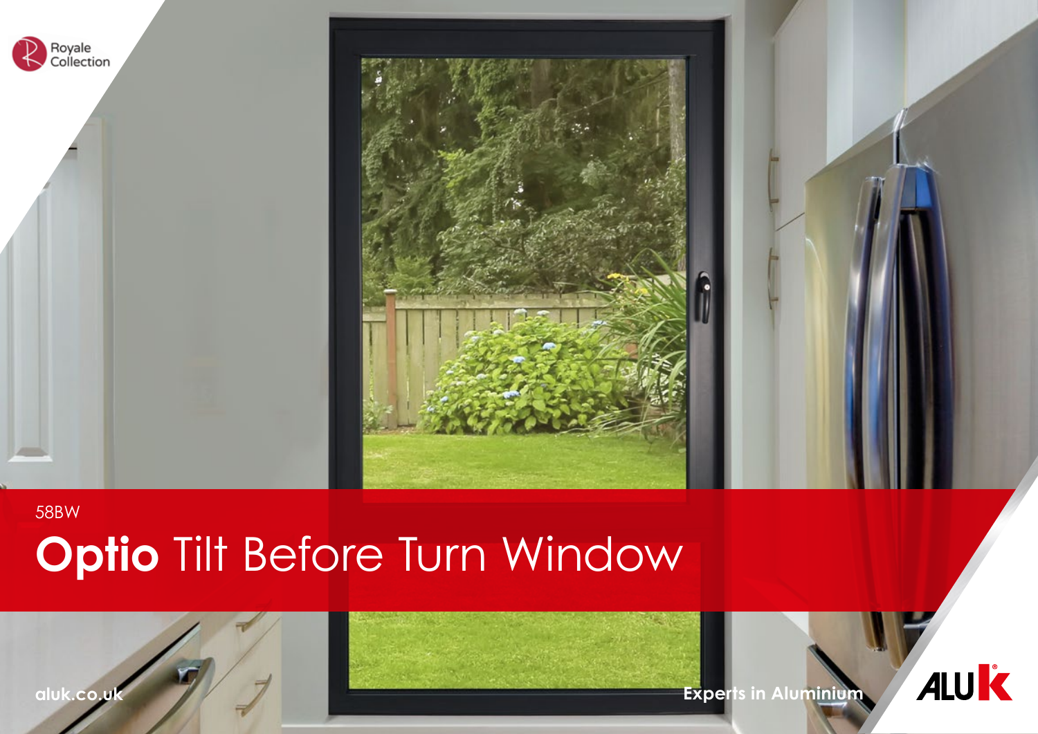Royale Collection

58BW

# **Optio** Tilt Before Turn Window

aluk.co.uk

Experts in Aluminium

ALUK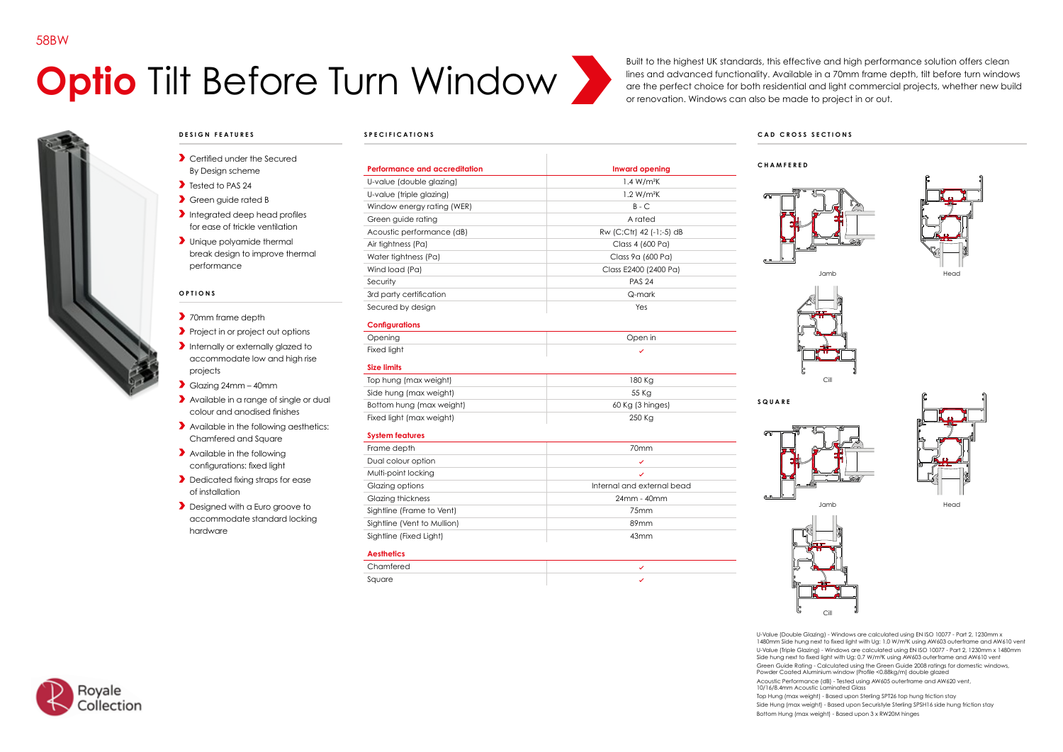58BW

# **Optio** Tilt Before Turn Window

Built to the highest UK standards, this effective and high performance solution offers clean lines and advanced functionality. Available in a 70mm frame depth, tilt before turn windows are the perfect choice for both residential and light commercial projects, whether new build or renovation. Windows can also be made to project in or out.

## DESIGN FEATURES

- Certified under the Secured By Design scheme
- Tested to PAS 24
- Green guide rated B
- Integrated deep head profiles for ease of trickle ventilation
- Unique polyamide thermal break design to improve thermal performance

## OPTIONS

- 70mm frame depth
- Project in or project out options
- Internally or externally glazed to accommodate low and high rise projects
- Glazing 24mm – 40mm
- Available in a range of single or dual colour and anodised finishes
- Available in the following aesthetics: Chamfered and Square
- Available in the following configurations: fixed light
- Dedicated fixing straps for ease of installation
- Designed with a Euro groove to accommodate standard locking hardware

## SPECIFICATIONS

| Performance and accreditation | Inward opening |
|---|---|
| U-value (double glazing) | 1.4 W/m²K |
| U-value (triple glazing) | 1.2 W/m²K |
| Window energy rating (WER) | B - C |
| Green guide rating | A rated |
| Acoustic performance (dB) | Rw (C;Ctr) 42 (-1;-5) dB |
| Air tightness (Pa) | Class 4 (600 Pa) |
| Water tightness (Pa) | Class 9a (600 Pa) |
| Wind load (Pa) | Class E2400 (2400 Pa) |
| Security | PAS 24 |
| 3rd party certification | Q-mark |
| Secured by design | Yes |
| **Configurations** | |
| Opening | Open in |
| Fixed light | ✓ |
| **Size limits** | |
| Top hung (max weight) | 180 Kg |
| Side hung (max weight) | 55 Kg |
| Bottom hung (max weight) | 60 Kg (3 hinges) |
| Fixed light (max weight) | 250 Kg |
| **System features** | |
| Frame depth | 70mm |
| Dual colour option | ✓ |
| Multi-point locking | ✓ |
| Glazing options | Internal and external bead |
| Glazing thickness | 24mm - 40mm |
| Sightline (Frame to Vent) | 75mm |
| Sightline (Vent to Mullion) | 89mm |
| Sightline (Fixed Light) | 43mm |
| **Aesthetics** | |
| Chamfered | ✓ |
| Square | ✓ |

## CAD CROSS SECTIONS

### CHAMFERED

Jamb

Head

Cill

### SQUARE

Jamb

Head

Cill

U-Value (Double Glazing) - Windows are calculated using EN ISO 10077 - Part 2, 1230mm x 1480mm Side hung next to fixed light with Ug: 1.0 W/m²K using AW603 outerframe and AW610 vent

U-Value (Triple Glazing) - Windows are calculated using EN ISO 10077 - Part 2, 1230mm x 1480mm Side hung next to fixed light with Ug: 0.7 W/m²K using AW603 outerframe and AW610 vent

Green Guide Rating - Calculated using the Green Guide 2008 ratings for domestic windows, Powder Coated Aluminium window (Profile <0.88kg/m) double glazed

Acoustic Performance (dB) - Tested using AW605 outerframe and AW620 vent, 10/16/8.4mm Acoustic Laminated Glass

Top Hung (max weight) - Based upon Sterling SPT26 top hung friction stay

Side Hung (max weight) - Based upon Securistyle Sterling SPSH16 side hung friction stay

Bottom Hung (max weight) - Based upon 3 x RW20M hinges

Royale Collection